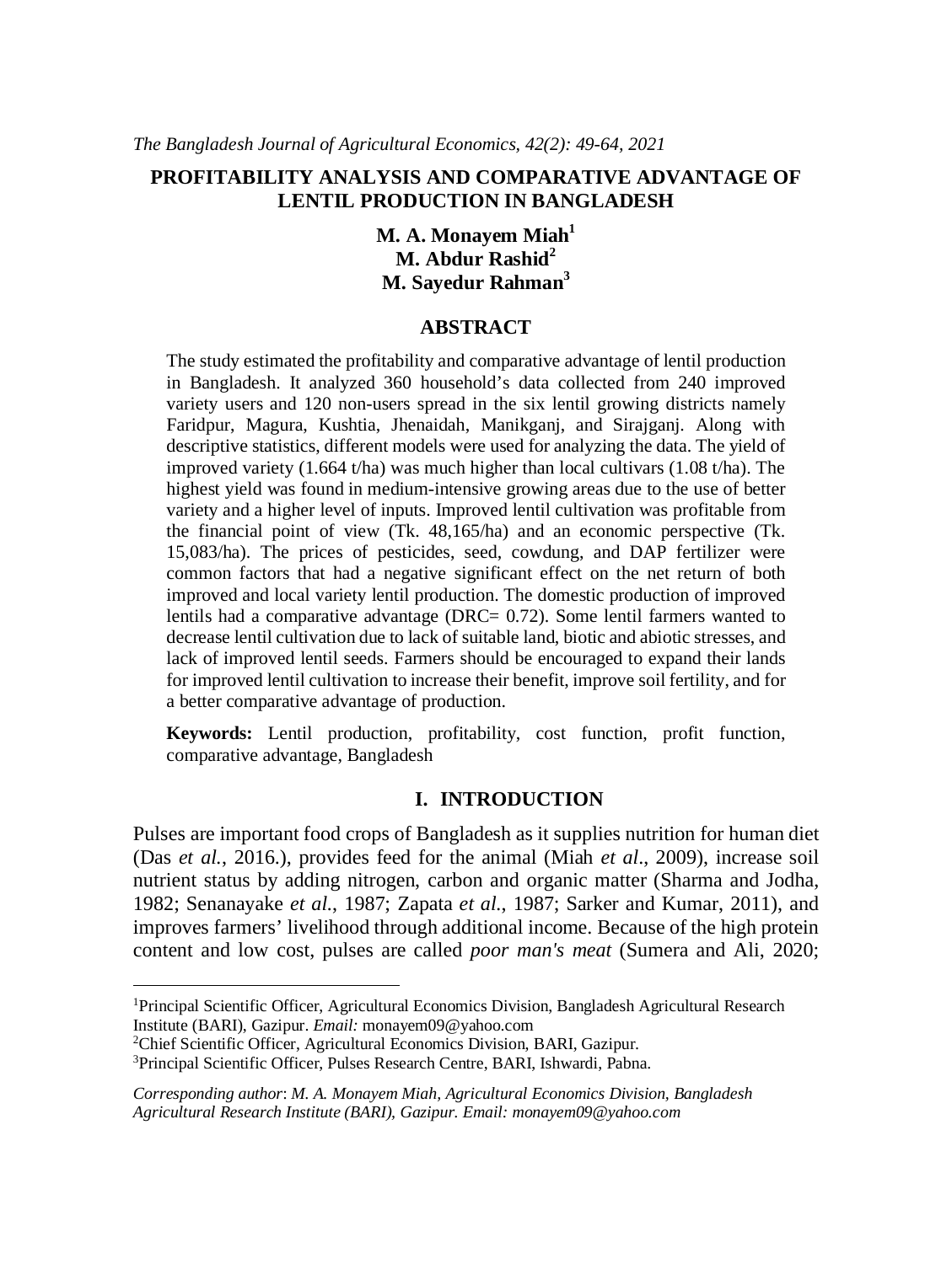# PROFITABILITY ANALYSIS AND COMPARATIVE ADVANTAGE OF LENTIL PRODUCTION IN BANGLADESH

**M. A. Monayem Miah[1]**
**M. Abdur Rashid[2]**
**M. Sayedur Rahman[3]**

## ABSTRACT

The study estimated the profitability and comparative advantage of lentil production in Bangladesh. It analyzed 360 household's data collected from 240 improved variety users and 120 non-users spread in the six lentil growing districts namely Faridpur, Magura, Kushtia, Jhenaidah, Manikganj, and Sirajganj. Along with descriptive statistics, different models were used for analyzing the data. The yield of improved variety (1.664 t/ha) was much higher than local cultivars (1.08 t/ha). The highest yield was found in medium-intensive growing areas due to the use of better variety and a higher level of inputs. Improved lentil cultivation was profitable from the financial point of view (Tk. 48,165/ha) and an economic perspective (Tk. 15,083/ha). The prices of pesticides, seed, cowdung, and DAP fertilizer were common factors that had a negative significant effect on the net return of both improved and local variety lentil production. The domestic production of improved lentils had a comparative advantage (DRC= 0.72). Some lentil farmers wanted to decrease lentil cultivation due to lack of suitable land, biotic and abiotic stresses, and lack of improved lentil seeds. Farmers should be encouraged to expand their lands for improved lentil cultivation to increase their benefit, improve soil fertility, and for a better comparative advantage of production.

**Keywords:** Lentil production, profitability, cost function, profit function, comparative advantage, Bangladesh

## I. INTRODUCTION

Pulses are important food crops of Bangladesh as it supplies nutrition for human diet (Das *et al.*, 2016.), provides feed for the animal (Miah *et al*., 2009), increase soil nutrient status by adding nitrogen, carbon and organic matter (Sharma and Jodha, 1982; Senanayake *et al.*, 1987; Zapata *et al.*, 1987; Sarker and Kumar, 2011), and improves farmers' livelihood through additional income. Because of the high protein content and low cost, pulses are called *poor man's meat* (Sumera and Ali, 2020;

---

[1]Principal Scientific Officer, Agricultural Economics Division, Bangladesh Agricultural Research Institute (BARI), Gazipur. *Email:* monayem09@yahoo.com

[2]Chief Scientific Officer, Agricultural Economics Division, BARI, Gazipur.

[3]Principal Scientific Officer, Pulses Research Centre, BARI, Ishwardi, Pabna.

*Corresponding author*: *M. A. Monayem Miah, Agricultural Economics Division, Bangladesh Agricultural Research Institute (BARI), Gazipur. Email: monayem09@yahoo.com*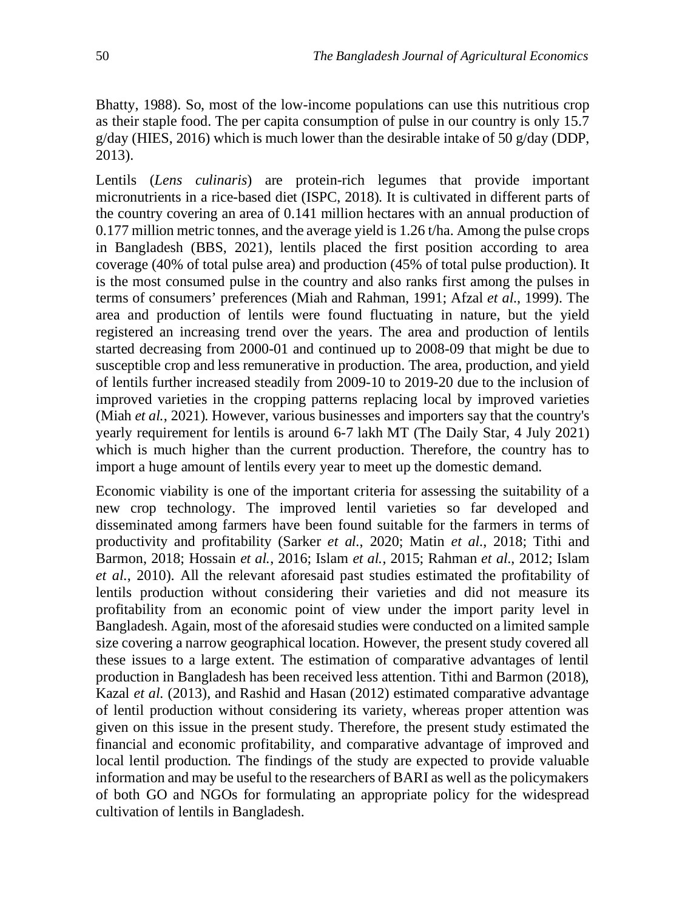Bhatty, 1988). So, most of the low-income populations can use this nutritious crop as their staple food. The per capita consumption of pulse in our country is only 15.7 g/day (HIES, 2016) which is much lower than the desirable intake of 50 g/day (DDP, 2013).

Lentils (*Lens culinaris*) are protein-rich legumes that provide important micronutrients in a rice-based diet (ISPC, 2018). It is cultivated in different parts of the country covering an area of 0.141 million hectares with an annual production of 0.177 million metric tonnes, and the average yield is 1.26 t/ha. Among the pulse crops in Bangladesh (BBS, 2021), lentils placed the first position according to area coverage (40% of total pulse area) and production (45% of total pulse production). It is the most consumed pulse in the country and also ranks first among the pulses in terms of consumers' preferences (Miah and Rahman, 1991; Afzal *et al*., 1999). The area and production of lentils were found fluctuating in nature, but the yield registered an increasing trend over the years. The area and production of lentils started decreasing from 2000-01 and continued up to 2008-09 that might be due to susceptible crop and less remunerative in production. The area, production, and yield of lentils further increased steadily from 2009-10 to 2019-20 due to the inclusion of improved varieties in the cropping patterns replacing local by improved varieties (Miah *et al.*, 2021). However, various businesses and importers say that the country's yearly requirement for lentils is around 6-7 lakh MT (The Daily Star, 4 July 2021) which is much higher than the current production. Therefore, the country has to import a huge amount of lentils every year to meet up the domestic demand.

Economic viability is one of the important criteria for assessing the suitability of a new crop technology. The improved lentil varieties so far developed and disseminated among farmers have been found suitable for the farmers in terms of productivity and profitability (Sarker *et al*., 2020; Matin *et al*., 2018; Tithi and Barmon, 2018; Hossain *et al.*, 2016; Islam *et al.*, 2015; Rahman *et al*., 2012; Islam *et al.*, 2010). All the relevant aforesaid past studies estimated the profitability of lentils production without considering their varieties and did not measure its profitability from an economic point of view under the import parity level in Bangladesh. Again, most of the aforesaid studies were conducted on a limited sample size covering a narrow geographical location. However, the present study covered all these issues to a large extent. The estimation of comparative advantages of lentil production in Bangladesh has been received less attention. Tithi and Barmon (2018), Kazal *et al.* (2013), and Rashid and Hasan (2012) estimated comparative advantage of lentil production without considering its variety, whereas proper attention was given on this issue in the present study. Therefore, the present study estimated the financial and economic profitability, and comparative advantage of improved and local lentil production. The findings of the study are expected to provide valuable information and may be useful to the researchers of BARI as well as the policymakers of both GO and NGOs for formulating an appropriate policy for the widespread cultivation of lentils in Bangladesh.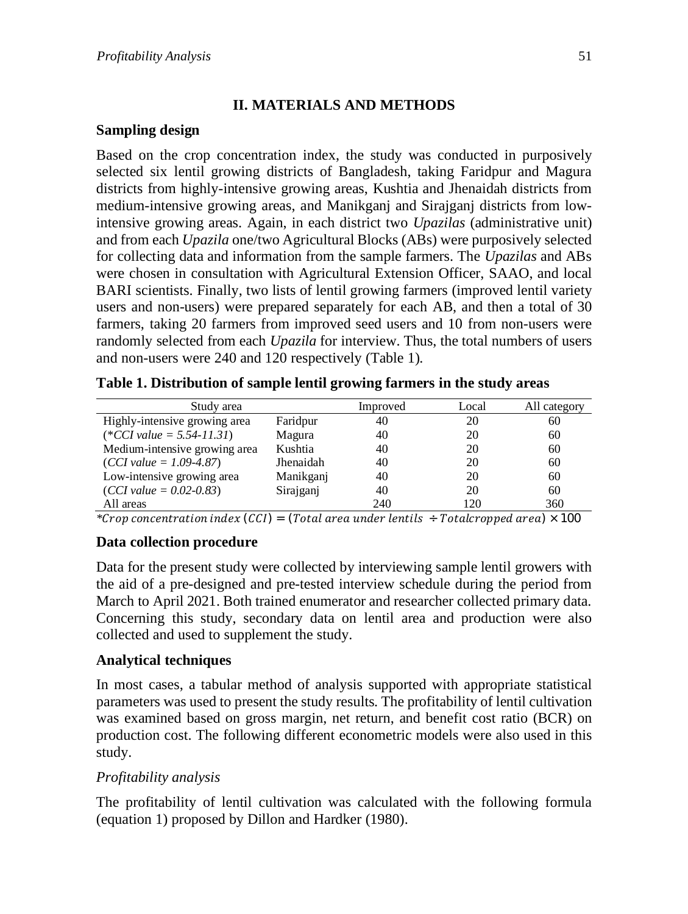## II. MATERIALS AND METHODS

### Sampling design

Based on the crop concentration index, the study was conducted in purposively selected six lentil growing districts of Bangladesh, taking Faridpur and Magura districts from highly-intensive growing areas, Kushtia and Jhenaidah districts from medium-intensive growing areas, and Manikganj and Sirajganj districts from low-intensive growing areas. Again, in each district two *Upazilas* (administrative unit) and from each *Upazila* one/two Agricultural Blocks (ABs) were purposively selected for collecting data and information from the sample farmers. The *Upazilas* and ABs were chosen in consultation with Agricultural Extension Officer, SAAO, and local BARI scientists. Finally, two lists of lentil growing farmers (improved lentil variety users and non-users) were prepared separately for each AB, and then a total of 30 farmers, taking 20 farmers from improved seed users and 10 from non-users were randomly selected from each *Upazila* for interview. Thus, the total numbers of users and non-users were 240 and 120 respectively (Table 1).

**Table 1. Distribution of sample lentil growing farmers in the study areas**

| Study area | | Improved | Local | All category |
|---|---|---|---|---|
| Highly-intensive growing area | Faridpur | 40 | 20 | 60 |
| (*\*CCI value = 5.54-11.31*) | Magura | 40 | 20 | 60 |
| Medium-intensive growing area | Kushtia | 40 | 20 | 60 |
| (*CCI value = 1.09-4.87*) | Jhenaidah | 40 | 20 | 60 |
| Low-intensive growing area | Manikganj | 40 | 20 | 60 |
| (*CCI value = 0.02-0.83*) | Sirajganj | 40 | 20 | 60 |
| All areas | | 240 | 120 | 360 |

$*Crop\ concentration\ index\ (CCI) = (Total\ area\ under\ lentils\ \div Total cropped\ area) \times 100$

### Data collection procedure

Data for the present study were collected by interviewing sample lentil growers with the aid of a pre-designed and pre-tested interview schedule during the period from March to April 2021. Both trained enumerator and researcher collected primary data. Concerning this study, secondary data on lentil area and production were also collected and used to supplement the study.

### Analytical techniques

In most cases, a tabular method of analysis supported with appropriate statistical parameters was used to present the study results. The profitability of lentil cultivation was examined based on gross margin, net return, and benefit cost ratio (BCR) on production cost. The following different econometric models were also used in this study.

*Profitability analysis*

The profitability of lentil cultivation was calculated with the following formula (equation 1) proposed by Dillon and Hardker (1980).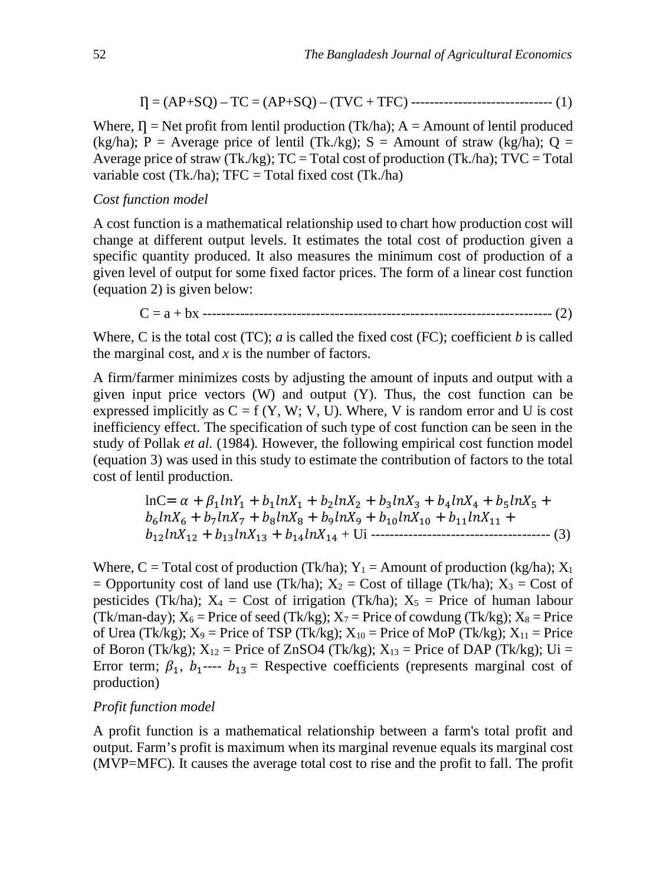$$\Pi = (AP+SQ) - TC = (AP+SQ) - (TVC + TFC) \text{ ------------------------------ } (1)$$

Where, $\Pi$ = Net profit from lentil production (Tk/ha); A = Amount of lentil produced (kg/ha); P = Average price of lentil (Tk./kg); S = Amount of straw (kg/ha); Q = Average price of straw (Tk./kg); TC = Total cost of production (Tk./ha); TVC = Total variable cost (Tk./ha); TFC = Total fixed cost (Tk./ha)

*Cost function model*

A cost function is a mathematical relationship used to chart how production cost will change at different output levels. It estimates the total cost of production given a specific quantity produced. It also measures the minimum cost of production of a given level of output for some fixed factor prices. The form of a linear cost function (equation 2) is given below:

$$C = a + bx \text{ ------------------------------------------------------------------------ } (2)$$

Where, C is the total cost (TC); *a* is called the fixed cost (FC); coefficient *b* is called the marginal cost, and *x* is the number of factors.

A firm/farmer minimizes costs by adjusting the amount of inputs and output with a given input price vectors (W) and output (Y). Thus, the cost function can be expressed implicitly as C = f (Y, W; V, U). Where, V is random error and U is cost inefficiency effect. The specification of such type of cost function can be seen in the study of Pollak *et al.* (1984). However, the following empirical cost function model (equation 3) was used in this study to estimate the contribution of factors to the total cost of lentil production.

$$\ln C = \alpha + \beta_1 \ln Y_1 + b_1 \ln X_1 + b_2 \ln X_2 + b_3 \ln X_3 + b_4 \ln X_4 + b_5 \ln X_5 + b_6 \ln X_6 + b_7 \ln X_7 + b_8 \ln X_8 + b_9 \ln X_9 + b_{10} \ln X_{10} + b_{11} \ln X_{11} + b_{12} \ln X_{12} + b_{13} \ln X_{13} + b_{14} \ln X_{14} + Ui \text{ -------------------------------------- } (3)$$

Where, C = Total cost of production (Tk/ha); $Y_1$ = Amount of production (kg/ha); $X_1$ = Opportunity cost of land use (Tk/ha); $X_2$ = Cost of tillage (Tk/ha); $X_3$ = Cost of pesticides (Tk/ha); $X_4$ = Cost of irrigation (Tk/ha); $X_5$ = Price of human labour (Tk/man-day); $X_6$ = Price of seed (Tk/kg); $X_7$ = Price of cowdung (Tk/kg); $X_8$ = Price of Urea (Tk/kg); $X_9$ = Price of TSP (Tk/kg); $X_{10}$ = Price of MoP (Tk/kg); $X_{11}$ = Price of Boron (Tk/kg); $X_{12}$ = Price of ZnSO4 (Tk/kg); $X_{13}$ = Price of DAP (Tk/kg); Ui = Error term; $\beta_1$, $b_1$---- $b_{13}$ = Respective coefficients (represents marginal cost of production)

*Profit function model*

A profit function is a mathematical relationship between a farm's total profit and output. Farm's profit is maximum when its marginal revenue equals its marginal cost (MVP=MFC). It causes the average total cost to rise and the profit to fall. The profit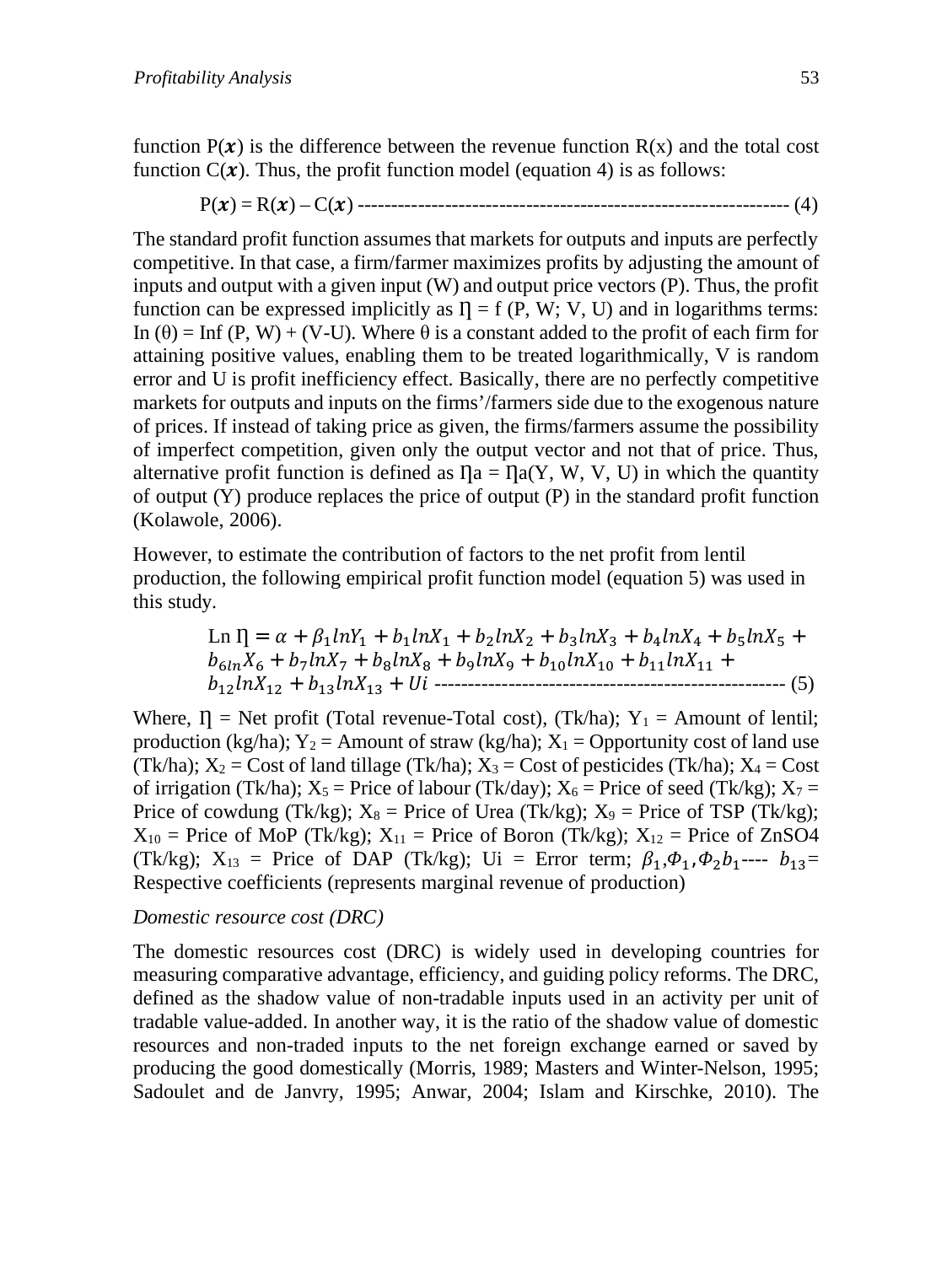function $P(x)$ is the difference between the revenue function R(x) and the total cost function $C(x)$. Thus, the profit function model (equation 4) is as follows:

$$P(x) = R(x) – C(x) \text{ ---------------------------------------------------------------- (4)}$$

The standard profit function assumes that markets for outputs and inputs are perfectly competitive. In that case, a firm/farmer maximizes profits by adjusting the amount of inputs and output with a given input (W) and output price vectors (P). Thus, the profit function can be expressed implicitly as Ƞ = f (P, W; V, U) and in logarithms terms: In (θ) = Inf (P, W) + (V-U). Where θ is a constant added to the profit of each firm for attaining positive values, enabling them to be treated logarithmically, V is random error and U is profit inefficiency effect. Basically, there are no perfectly competitive markets for outputs and inputs on the firms'/farmers side due to the exogenous nature of prices. If instead of taking price as given, the firms/farmers assume the possibility of imperfect competition, given only the output vector and not that of price. Thus, alternative profit function is defined as Ƞa = Ƞa(Y, W, V, U) in which the quantity of output (Y) produce replaces the price of output (P) in the standard profit function (Kolawole, 2006).

However, to estimate the contribution of factors to the net profit from lentil production, the following empirical profit function model (equation 5) was used in this study.

$$\text{Ln Ƞ} = \alpha + \beta_1 lnY_1 + b_1 lnX_1 + b_2 lnX_2 + b_3 lnX_3 + b_4 lnX_4 + b_5 lnX_5 + b_{6ln}X_6 + b_7 lnX_7 + b_8 lnX_8 + b_9 lnX_9 + b_{10} lnX_{10} + b_{11} lnX_{11} + b_{12} lnX_{12} + b_{13} lnX_{13} + Ui \text{ ---------------------------------------------------- (5)}$$

Where, Ƞ = Net profit (Total revenue-Total cost), (Tk/ha); $Y_1$ = Amount of lentil; production (kg/ha); $Y_2$ = Amount of straw (kg/ha); $X_1$ = Opportunity cost of land use (Tk/ha); $X_2$ = Cost of land tillage (Tk/ha); $X_3$ = Cost of pesticides (Tk/ha); $X_4$ = Cost of irrigation (Tk/ha); $X_5$ = Price of labour (Tk/day); $X_6$ = Price of seed (Tk/kg); $X_7$ = Price of cowdung (Tk/kg); $X_8$ = Price of Urea (Tk/kg); $X_9$ = Price of TSP (Tk/kg); $X_{10}$ = Price of MoP (Tk/kg); $X_{11}$ = Price of Boron (Tk/kg); $X_{12}$ = Price of ZnSO4 (Tk/kg); $X_{13}$ = Price of DAP (Tk/kg); Ui = Error term; $\beta_1, \Phi_1, \Phi_2 b_1$---- $b_{13}$= Respective coefficients (represents marginal revenue of production)

*Domestic resource cost (DRC)*

The domestic resources cost (DRC) is widely used in developing countries for measuring comparative advantage, efficiency, and guiding policy reforms. The DRC, defined as the shadow value of non-tradable inputs used in an activity per unit of tradable value-added. In another way, it is the ratio of the shadow value of domestic resources and non-traded inputs to the net foreign exchange earned or saved by producing the good domestically (Morris, 1989; Masters and Winter-Nelson, 1995; Sadoulet and de Janvry, 1995; Anwar, 2004; Islam and Kirschke, 2010). The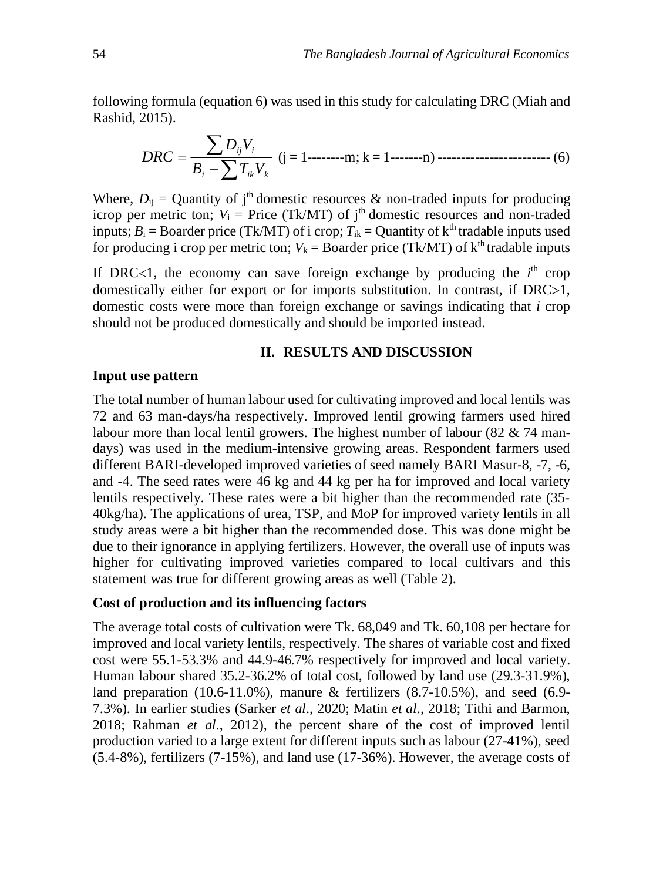following formula (equation 6) was used in this study for calculating DRC (Miah and Rashid, 2015).

$$DRC = \frac{\sum D_{ij} V_i}{B_i - \sum T_{ik} V_k} \text{ (j = 1--------m; k = 1-------n) ------------------------ (6)}$$

Where, $D_{ij}$ = Quantity of j[th] domestic resources & non-traded inputs for producing icrop per metric ton; $V_i$ = Price (Tk/MT) of j[th] domestic resources and non-traded inputs; $B_i$ = Boarder price (Tk/MT) of i crop; $T_{ik}$ = Quantity of k[th] tradable inputs used for producing i crop per metric ton; $V_k$ = Boarder price (Tk/MT) of k[th] tradable inputs

If DRC<1, the economy can save foreign exchange by producing the *i*[th] crop domestically either for export or for imports substitution. In contrast, if DRC>1, domestic costs were more than foreign exchange or savings indicating that *i* crop should not be produced domestically and should be imported instead.

## II. RESULTS AND DISCUSSION

### Input use pattern

The total number of human labour used for cultivating improved and local lentils was 72 and 63 man-days/ha respectively. Improved lentil growing farmers used hired labour more than local lentil growers. The highest number of labour (82 & 74 man-days) was used in the medium-intensive growing areas. Respondent farmers used different BARI-developed improved varieties of seed namely BARI Masur-8, -7, -6, and -4. The seed rates were 46 kg and 44 kg per ha for improved and local variety lentils respectively. These rates were a bit higher than the recommended rate (35-40kg/ha). The applications of urea, TSP, and MoP for improved variety lentils in all study areas were a bit higher than the recommended dose. This was done might be due to their ignorance in applying fertilizers. However, the overall use of inputs was higher for cultivating improved varieties compared to local cultivars and this statement was true for different growing areas as well (Table 2).

### Cost of production and its influencing factors

The average total costs of cultivation were Tk. 68,049 and Tk. 60,108 per hectare for improved and local variety lentils, respectively. The shares of variable cost and fixed cost were 55.1-53.3% and 44.9-46.7% respectively for improved and local variety. Human labour shared 35.2-36.2% of total cost, followed by land use (29.3-31.9%), land preparation (10.6-11.0%), manure & fertilizers (8.7-10.5%), and seed (6.9-7.3%). In earlier studies (Sarker *et al*., 2020; Matin *et al*., 2018; Tithi and Barmon, 2018; Rahman *et al*., 2012), the percent share of the cost of improved lentil production varied to a large extent for different inputs such as labour (27-41%), seed (5.4-8%), fertilizers (7-15%), and land use (17-36%). However, the average costs of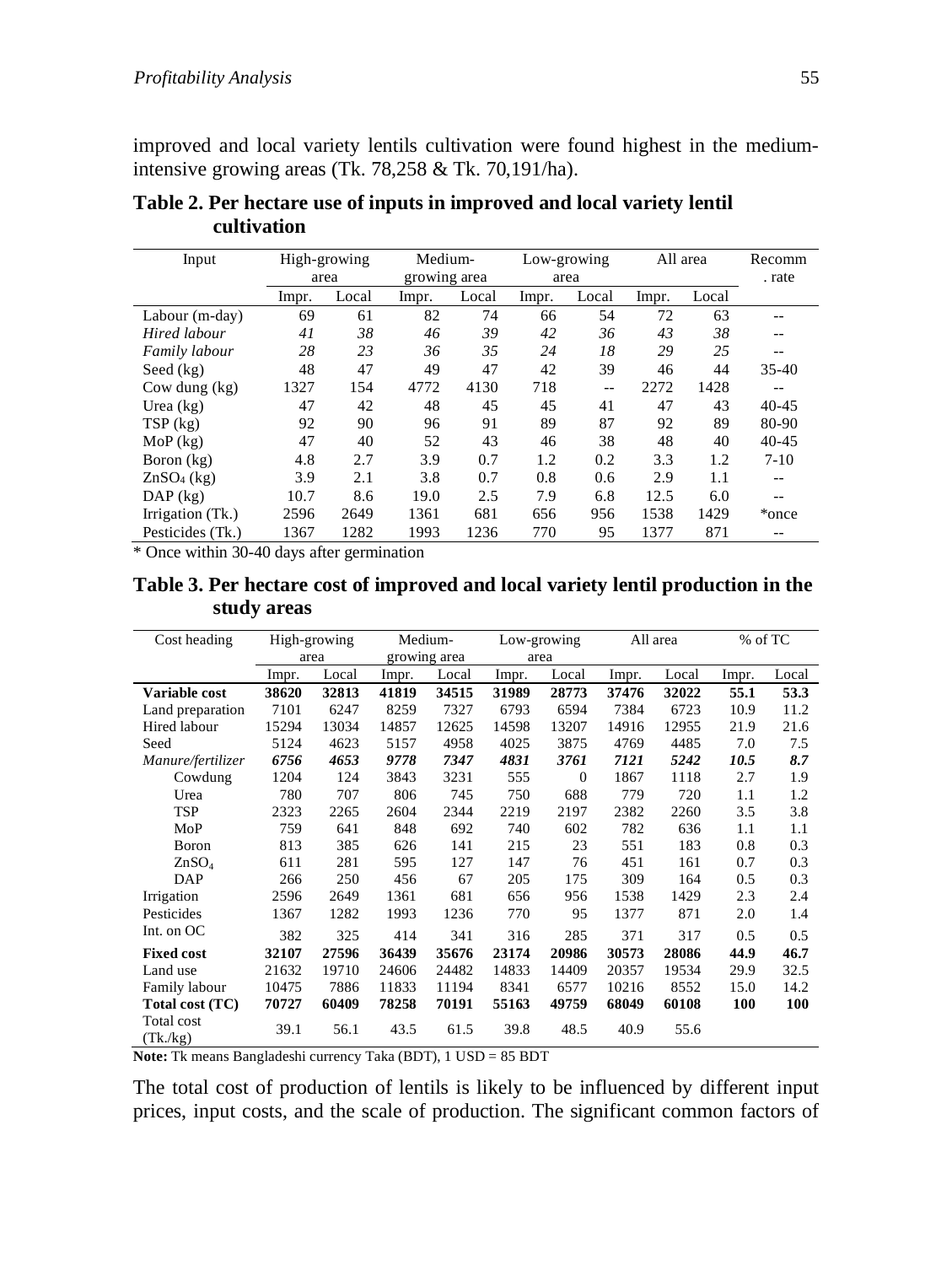improved and local variety lentils cultivation were found highest in the medium-intensive growing areas (Tk. 78,258 & Tk. 70,191/ha).

**Table 2. Per hectare use of inputs in improved and local variety lentil cultivation**

| Input | High-growing area | | Medium-growing area | | Low-growing area | | All area | | Recomm. rate |
|---|---|---|---|---|---|---|---|---|---|
| | Impr. | Local | Impr. | Local | Impr. | Local | Impr. | Local | |
| Labour (m-day) | 69 | 61 | 82 | 74 | 66 | 54 | 72 | 63 | -- |
| *Hired labour* | *41* | *38* | *46* | *39* | *42* | *36* | *43* | *38* | -- |
| *Family labour* | *28* | *23* | *36* | *35* | *24* | *18* | *29* | *25* | -- |
| Seed (kg) | 48 | 47 | 49 | 47 | 42 | 39 | 46 | 44 | 35-40 |
| Cow dung (kg) | 1327 | 154 | 4772 | 4130 | 718 | -- | 2272 | 1428 | -- |
| Urea (kg) | 47 | 42 | 48 | 45 | 45 | 41 | 47 | 43 | 40-45 |
| TSP (kg) | 92 | 90 | 96 | 91 | 89 | 87 | 92 | 89 | 80-90 |
| MoP (kg) | 47 | 40 | 52 | 43 | 46 | 38 | 48 | 40 | 40-45 |
| Boron (kg) | 4.8 | 2.7 | 3.9 | 0.7 | 1.2 | 0.2 | 3.3 | 1.2 | 7-10 |
| $ZnSO_4$ (kg) | 3.9 | 2.1 | 3.8 | 0.7 | 0.8 | 0.6 | 2.9 | 1.1 | -- |
| DAP (kg) | 10.7 | 8.6 | 19.0 | 2.5 | 7.9 | 6.8 | 12.5 | 6.0 | -- |
| Irrigation (Tk.) | 2596 | 2649 | 1361 | 681 | 656 | 956 | 1538 | 1429 | *once |
| Pesticides (Tk.) | 1367 | 1282 | 1993 | 1236 | 770 | 95 | 1377 | 871 | -- |

* Once within 30-40 days after germination

**Table 3. Per hectare cost of improved and local variety lentil production in the study areas**

| Cost heading | High-growing area | | Medium-growing area | | Low-growing area | | All area | | % of TC | |
|---|---|---|---|---|---|---|---|---|---|---|
| | Impr. | Local | Impr. | Local | Impr. | Local | Impr. | Local | Impr. | Local |
| **Variable cost** | **38620** | **32813** | **41819** | **34515** | **31989** | **28773** | **37476** | **32022** | **55.1** | **53.3** |
| Land preparation | 7101 | 6247 | 8259 | 7327 | 6793 | 6594 | 7384 | 6723 | 10.9 | 11.2 |
| Hired labour | 15294 | 13034 | 14857 | 12625 | 14598 | 13207 | 14916 | 12955 | 21.9 | 21.6 |
| Seed | 5124 | 4623 | 5157 | 4958 | 4025 | 3875 | 4769 | 4485 | 7.0 | 7.5 |
| *Manure/fertilizer* | ***6756*** | ***4653*** | ***9778*** | ***7347*** | ***4831*** | ***3761*** | ***7121*** | ***5242*** | ***10.5*** | ***8.7*** |
| Cowdung | 1204 | 124 | 3843 | 3231 | 555 | 0 | 1867 | 1118 | 2.7 | 1.9 |
| Urea | 780 | 707 | 806 | 745 | 750 | 688 | 779 | 720 | 1.1 | 1.2 |
| TSP | 2323 | 2265 | 2604 | 2344 | 2219 | 2197 | 2382 | 2260 | 3.5 | 3.8 |
| MoP | 759 | 641 | 848 | 692 | 740 | 602 | 782 | 636 | 1.1 | 1.1 |
| Boron | 813 | 385 | 626 | 141 | 215 | 23 | 551 | 183 | 0.8 | 0.3 |
| $ZnSO_4$ | 611 | 281 | 595 | 127 | 147 | 76 | 451 | 161 | 0.7 | 0.3 |
| DAP | 266 | 250 | 456 | 67 | 205 | 175 | 309 | 164 | 0.5 | 0.3 |
| Irrigation | 2596 | 2649 | 1361 | 681 | 656 | 956 | 1538 | 1429 | 2.3 | 2.4 |
| Pesticides | 1367 | 1282 | 1993 | 1236 | 770 | 95 | 1377 | 871 | 2.0 | 1.4 |
| Int. on OC | 382 | 325 | 414 | 341 | 316 | 285 | 371 | 317 | 0.5 | 0.5 |
| **Fixed cost** | **32107** | **27596** | **36439** | **35676** | **23174** | **20986** | **30573** | **28086** | **44.9** | **46.7** |
| Land use | 21632 | 19710 | 24606 | 24482 | 14833 | 14409 | 20357 | 19534 | 29.9 | 32.5 |
| Family labour | 10475 | 7886 | 11833 | 11194 | 8341 | 6577 | 10216 | 8552 | 15.0 | 14.2 |
| **Total cost (TC)** | **70727** | **60409** | **78258** | **70191** | **55163** | **49759** | **68049** | **60108** | **100** | **100** |
| Total cost (Tk./kg) | 39.1 | 56.1 | 43.5 | 61.5 | 39.8 | 48.5 | 40.9 | 55.6 | | |

**Note:** Tk means Bangladeshi currency Taka (BDT), 1 USD = 85 BDT

The total cost of production of lentils is likely to be influenced by different input prices, input costs, and the scale of production. The significant common factors of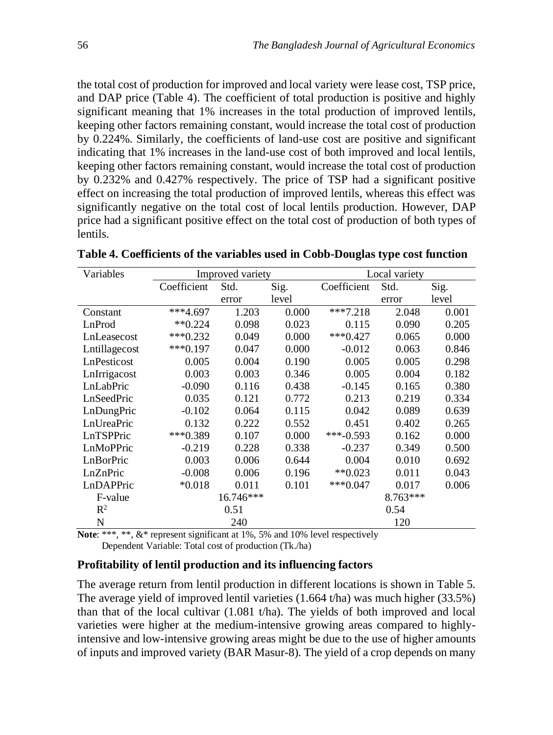the total cost of production for improved and local variety were lease cost, TSP price, and DAP price (Table 4). The coefficient of total production is positive and highly significant meaning that 1% increases in the total production of improved lentils, keeping other factors remaining constant, would increase the total cost of production by 0.224%. Similarly, the coefficients of land-use cost are positive and significant indicating that 1% increases in the land-use cost of both improved and local lentils, keeping other factors remaining constant, would increase the total cost of production by 0.232% and 0.427% respectively. The price of TSP had a significant positive effect on increasing the total production of improved lentils, whereas this effect was significantly negative on the total cost of local lentils production. However, DAP price had a significant positive effect on the total cost of production of both types of lentils.

**Table 4. Coefficients of the variables used in Cobb-Douglas type cost function**

| Variables | Improved variety | | | Local variety | | |
|---|---|---|---|---|---|---|
| | Coefficient | Std. error | Sig. level | Coefficient | Std. error | Sig. level |
| Constant | ***4.697 | 1.203 | 0.000 | ***7.218 | 2.048 | 0.001 |
| LnProd | **0.224 | 0.098 | 0.023 | 0.115 | 0.090 | 0.205 |
| LnLeasecost | ***0.232 | 0.049 | 0.000 | ***0.427 | 0.065 | 0.000 |
| Lntillagecost | ***0.197 | 0.047 | 0.000 | -0.012 | 0.063 | 0.846 |
| LnPesticost | 0.005 | 0.004 | 0.190 | 0.005 | 0.005 | 0.298 |
| LnIrrigacost | 0.003 | 0.003 | 0.346 | 0.005 | 0.004 | 0.182 |
| LnLabPric | -0.090 | 0.116 | 0.438 | -0.145 | 0.165 | 0.380 |
| LnSeedPric | 0.035 | 0.121 | 0.772 | 0.213 | 0.219 | 0.334 |
| LnDungPric | -0.102 | 0.064 | 0.115 | 0.042 | 0.089 | 0.639 |
| LnUreaPric | 0.132 | 0.222 | 0.552 | 0.451 | 0.402 | 0.265 |
| LnTSPPric | ***0.389 | 0.107 | 0.000 | ***-0.593 | 0.162 | 0.000 |
| LnMoPPric | -0.219 | 0.228 | 0.338 | -0.237 | 0.349 | 0.500 |
| LnBorPric | 0.003 | 0.006 | 0.644 | 0.004 | 0.010 | 0.692 |
| LnZnPric | -0.008 | 0.006 | 0.196 | **0.023 | 0.011 | 0.043 |
| LnDAPPric | *0.018 | 0.011 | 0.101 | ***0.047 | 0.017 | 0.006 |
| F-value | | 16.746*** | | | 8.763*** | |
| $R^2$ | | 0.51 | | | 0.54 | |
| N | | 240 | | | 120 | |

**Note**: ***, **, &* represent significant at 1%, 5% and 10% level respectively
Dependent Variable: Total cost of production (Tk./ha)

### Profitability of lentil production and its influencing factors

The average return from lentil production in different locations is shown in Table 5. The average yield of improved lentil varieties (1.664 t/ha) was much higher (33.5%) than that of the local cultivar (1.081 t/ha). The yields of both improved and local varieties were higher at the medium-intensive growing areas compared to highly-intensive and low-intensive growing areas might be due to the use of higher amounts of inputs and improved variety (BAR Masur-8). The yield of a crop depends on many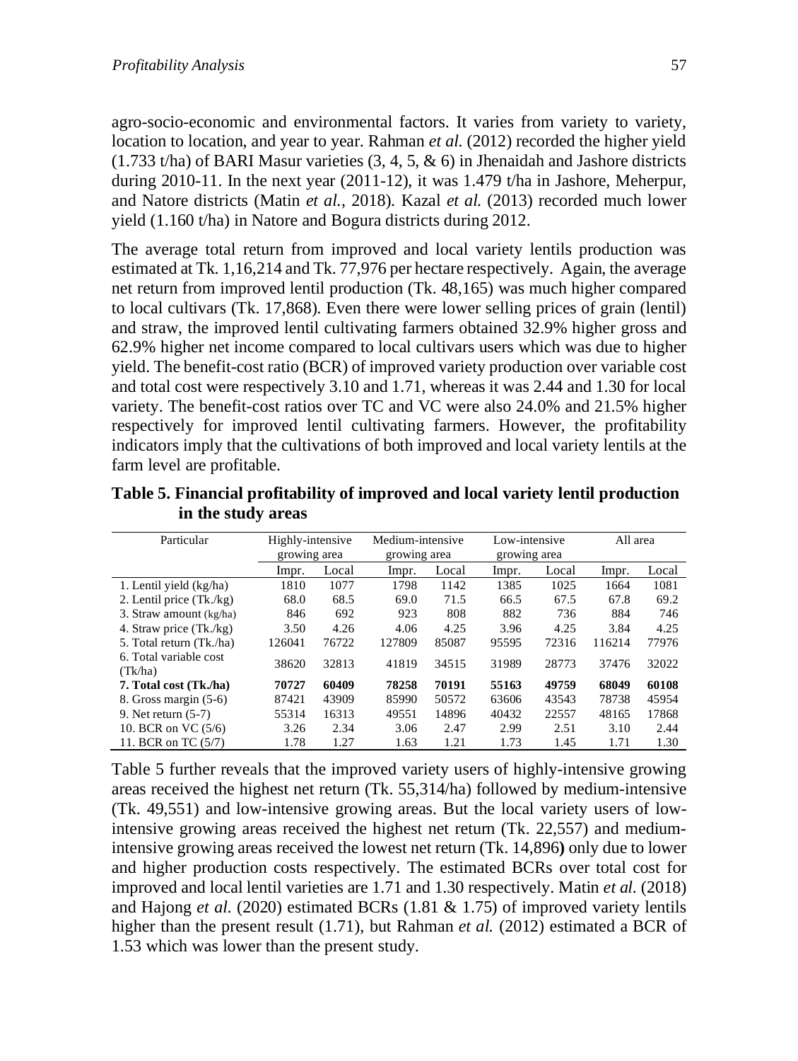agro-socio-economic and environmental factors. It varies from variety to variety, location to location, and year to year. Rahman *et al.* (2012) recorded the higher yield (1.733 t/ha) of BARI Masur varieties (3, 4, 5, & 6) in Jhenaidah and Jashore districts during 2010-11. In the next year (2011-12), it was 1.479 t/ha in Jashore, Meherpur, and Natore districts (Matin *et al.*, 2018). Kazal *et al.* (2013) recorded much lower yield (1.160 t/ha) in Natore and Bogura districts during 2012.

The average total return from improved and local variety lentils production was estimated at Tk. 1,16,214 and Tk. 77,976 per hectare respectively. Again, the average net return from improved lentil production (Tk. 48,165) was much higher compared to local cultivars (Tk. 17,868). Even there were lower selling prices of grain (lentil) and straw, the improved lentil cultivating farmers obtained 32.9% higher gross and 62.9% higher net income compared to local cultivars users which was due to higher yield. The benefit-cost ratio (BCR) of improved variety production over variable cost and total cost were respectively 3.10 and 1.71, whereas it was 2.44 and 1.30 for local variety. The benefit-cost ratios over TC and VC were also 24.0% and 21.5% higher respectively for improved lentil cultivating farmers. However, the profitability indicators imply that the cultivations of both improved and local variety lentils at the farm level are profitable.

**Table 5. Financial profitability of improved and local variety lentil production in the study areas**

| Particular | Highly-intensive growing area | | Medium-intensive growing area | | Low-intensive growing area | | All area | |
|---|---|---|---|---|---|---|---|---|
| | Impr. | Local | Impr. | Local | Impr. | Local | Impr. | Local |
| 1. Lentil yield (kg/ha) | 1810 | 1077 | 1798 | 1142 | 1385 | 1025 | 1664 | 1081 |
| 2. Lentil price (Tk./kg) | 68.0 | 68.5 | 69.0 | 71.5 | 66.5 | 67.5 | 67.8 | 69.2 |
| 3. Straw amount (kg/ha) | 846 | 692 | 923 | 808 | 882 | 736 | 884 | 746 |
| 4. Straw price (Tk./kg) | 3.50 | 4.26 | 4.06 | 4.25 | 3.96 | 4.25 | 3.84 | 4.25 |
| 5. Total return (Tk./ha) | 126041 | 76722 | 127809 | 85087 | 95595 | 72316 | 116214 | 77976 |
| 6. Total variable cost (Tk/ha) | 38620 | 32813 | 41819 | 34515 | 31989 | 28773 | 37476 | 32022 |
| **7. Total cost (Tk./ha)** | **70727** | **60409** | **78258** | **70191** | **55163** | **49759** | **68049** | **60108** |
| 8. Gross margin (5-6) | 87421 | 43909 | 85990 | 50572 | 63606 | 43543 | 78738 | 45954 |
| 9. Net return (5-7) | 55314 | 16313 | 49551 | 14896 | 40432 | 22557 | 48165 | 17868 |
| 10. BCR on VC (5/6) | 3.26 | 2.34 | 3.06 | 2.47 | 2.99 | 2.51 | 3.10 | 2.44 |
| 11. BCR on TC (5/7) | 1.78 | 1.27 | 1.63 | 1.21 | 1.73 | 1.45 | 1.71 | 1.30 |

Table 5 further reveals that the improved variety users of highly-intensive growing areas received the highest net return (Tk. 55,314/ha) followed by medium-intensive (Tk. 49,551) and low-intensive growing areas. But the local variety users of low-intensive growing areas received the highest net return (Tk. 22,557) and medium-intensive growing areas received the lowest net return (Tk. 14,896**)** only due to lower and higher production costs respectively. The estimated BCRs over total cost for improved and local lentil varieties are 1.71 and 1.30 respectively. Matin *et al.* (2018) and Hajong *et al.* (2020) estimated BCRs (1.81 & 1.75) of improved variety lentils higher than the present result (1.71), but Rahman *et al.* (2012) estimated a BCR of 1.53 which was lower than the present study.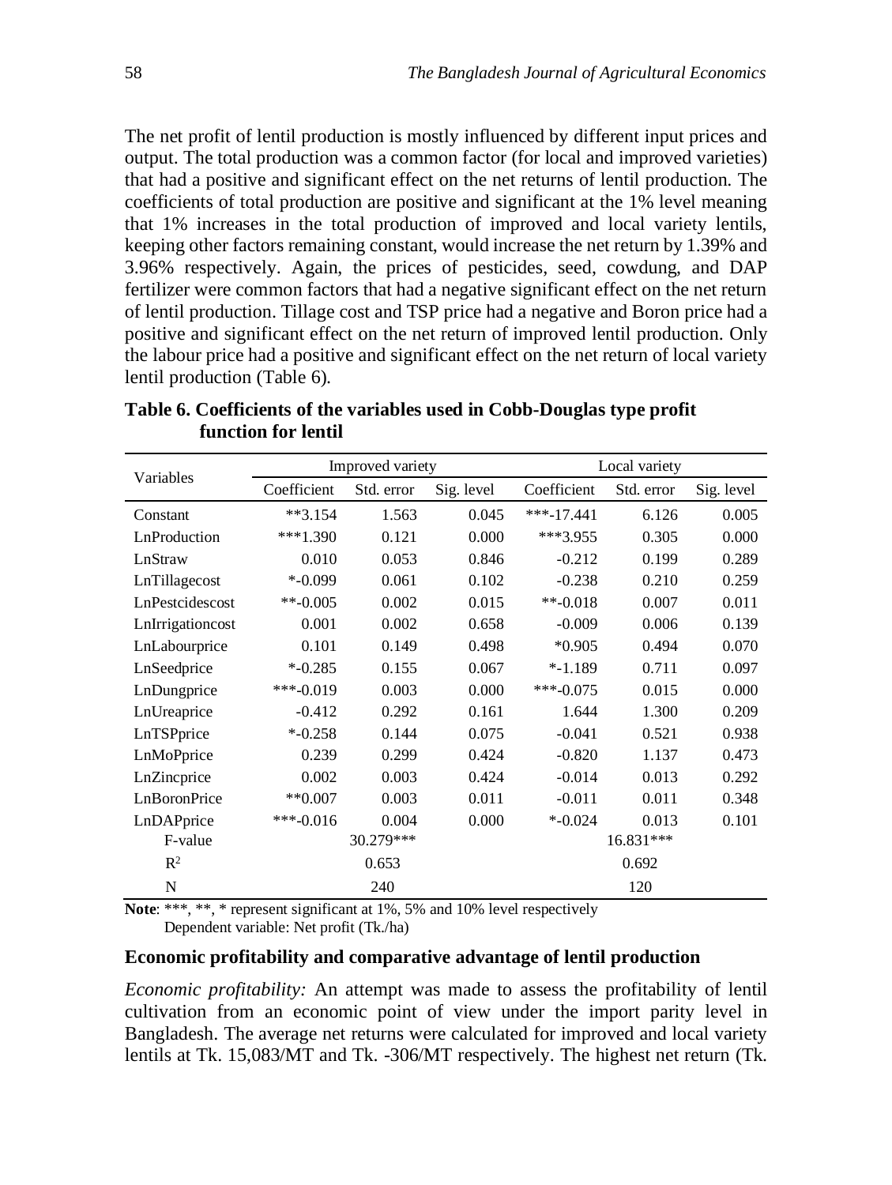The net profit of lentil production is mostly influenced by different input prices and output. The total production was a common factor (for local and improved varieties) that had a positive and significant effect on the net returns of lentil production. The coefficients of total production are positive and significant at the 1% level meaning that 1% increases in the total production of improved and local variety lentils, keeping other factors remaining constant, would increase the net return by 1.39% and 3.96% respectively. Again, the prices of pesticides, seed, cowdung, and DAP fertilizer were common factors that had a negative significant effect on the net return of lentil production. Tillage cost and TSP price had a negative and Boron price had a positive and significant effect on the net return of improved lentil production. Only the labour price had a positive and significant effect on the net return of local variety lentil production (Table 6).

**Table 6. Coefficients of the variables used in Cobb-Douglas type profit function for lentil**

| Variables | Improved variety | | | Local variety | | |
|---|---|---|---|---|---|---|
| | Coefficient | Std. error | Sig. level | Coefficient | Std. error | Sig. level |
| Constant | **3.154 | 1.563 | 0.045 | ***-17.441 | 6.126 | 0.005 |
| LnProduction | ***1.390 | 0.121 | 0.000 | ***3.955 | 0.305 | 0.000 |
| LnStraw | 0.010 | 0.053 | 0.846 | -0.212 | 0.199 | 0.289 |
| LnTillagecost | *-0.099 | 0.061 | 0.102 | -0.238 | 0.210 | 0.259 |
| LnPestcidescost | **-0.005 | 0.002 | 0.015 | **-0.018 | 0.007 | 0.011 |
| LnIrrigationcost | 0.001 | 0.002 | 0.658 | -0.009 | 0.006 | 0.139 |
| LnLabourprice | 0.101 | 0.149 | 0.498 | *0.905 | 0.494 | 0.070 |
| LnSeedprice | *-0.285 | 0.155 | 0.067 | *-1.189 | 0.711 | 0.097 |
| LnDungprice | ***-0.019 | 0.003 | 0.000 | ***-0.075 | 0.015 | 0.000 |
| LnUreaprice | -0.412 | 0.292 | 0.161 | 1.644 | 1.300 | 0.209 |
| LnTSPprice | *-0.258 | 0.144 | 0.075 | -0.041 | 0.521 | 0.938 |
| LnMoPprice | 0.239 | 0.299 | 0.424 | -0.820 | 1.137 | 0.473 |
| LnZincprice | 0.002 | 0.003 | 0.424 | -0.014 | 0.013 | 0.292 |
| LnBoronPrice | **0.007 | 0.003 | 0.011 | -0.011 | 0.011 | 0.348 |
| LnDAPprice | ***-0.016 | 0.004 | 0.000 | *-0.024 | 0.013 | 0.101 |
| F-value | | 30.279*** | | | 16.831*** | |
| $R^2$ | | 0.653 | | | 0.692 | |
| N | | 240 | | | 120 | |

**Note**: ***, **, * represent significant at 1%, 5% and 10% level respectively
Dependent variable: Net profit (Tk./ha)

### Economic profitability and comparative advantage of lentil production

*Economic profitability:* An attempt was made to assess the profitability of lentil cultivation from an economic point of view under the import parity level in Bangladesh. The average net returns were calculated for improved and local variety lentils at Tk. 15,083/MT and Tk. -306/MT respectively. The highest net return (Tk.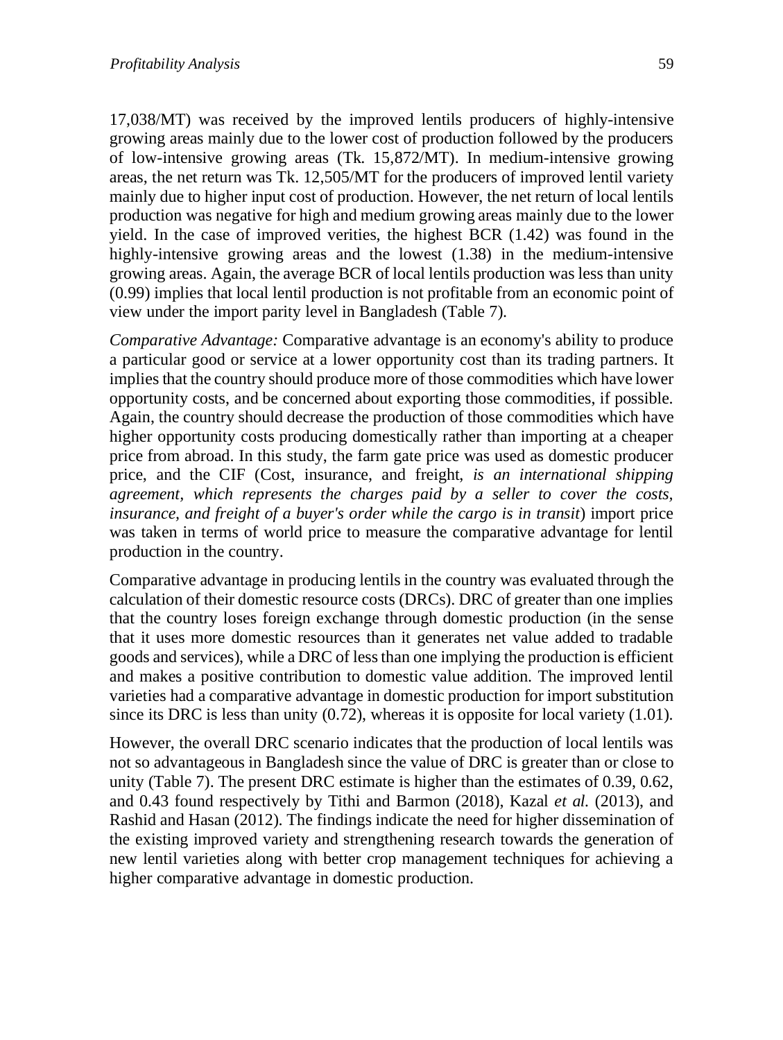17,038/MT) was received by the improved lentils producers of highly-intensive growing areas mainly due to the lower cost of production followed by the producers of low-intensive growing areas (Tk. 15,872/MT). In medium-intensive growing areas, the net return was Tk. 12,505/MT for the producers of improved lentil variety mainly due to higher input cost of production. However, the net return of local lentils production was negative for high and medium growing areas mainly due to the lower yield. In the case of improved verities, the highest BCR (1.42) was found in the highly-intensive growing areas and the lowest (1.38) in the medium-intensive growing areas. Again, the average BCR of local lentils production was less than unity (0.99) implies that local lentil production is not profitable from an economic point of view under the import parity level in Bangladesh (Table 7).

*Comparative Advantage:* Comparative advantage is an economy's ability to produce a particular good or service at a lower opportunity cost than its trading partners. It implies that the country should produce more of those commodities which have lower opportunity costs, and be concerned about exporting those commodities, if possible. Again, the country should decrease the production of those commodities which have higher opportunity costs producing domestically rather than importing at a cheaper price from abroad. In this study, the farm gate price was used as domestic producer price, and the CIF (Cost, insurance, and freight, *is an international shipping agreement, which represents the charges paid by a seller to cover the costs, insurance, and freight of a buyer's order while the cargo is in transit*) import price was taken in terms of world price to measure the comparative advantage for lentil production in the country.

Comparative advantage in producing lentils in the country was evaluated through the calculation of their domestic resource costs (DRCs). DRC of greater than one implies that the country loses foreign exchange through domestic production (in the sense that it uses more domestic resources than it generates net value added to tradable goods and services), while a DRC of less than one implying the production is efficient and makes a positive contribution to domestic value addition. The improved lentil varieties had a comparative advantage in domestic production for import substitution since its DRC is less than unity (0.72), whereas it is opposite for local variety (1.01).

However, the overall DRC scenario indicates that the production of local lentils was not so advantageous in Bangladesh since the value of DRC is greater than or close to unity (Table 7). The present DRC estimate is higher than the estimates of 0.39, 0.62, and 0.43 found respectively by Tithi and Barmon (2018), Kazal *et al.* (2013), and Rashid and Hasan (2012). The findings indicate the need for higher dissemination of the existing improved variety and strengthening research towards the generation of new lentil varieties along with better crop management techniques for achieving a higher comparative advantage in domestic production.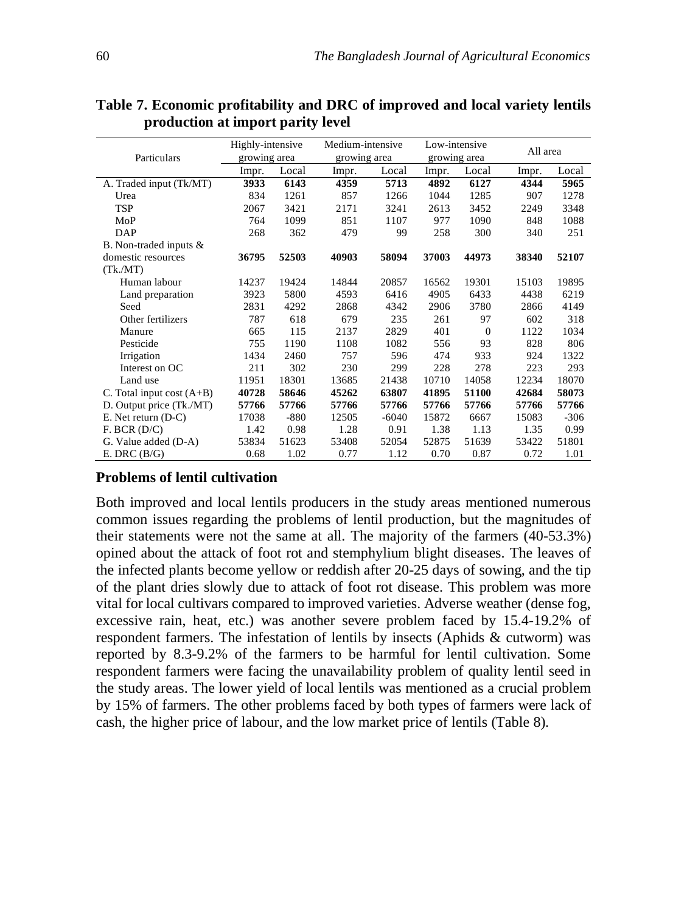**Table 7. Economic profitability and DRC of improved and local variety lentils production at import parity level**

| Particulars | Highly-intensive growing area | | Medium-intensive growing area | | Low-intensive growing area | | All area | |
|---|---|---|---|---|---|---|---|---|
| | Impr. | Local | Impr. | Local | Impr. | Local | Impr. | Local |
| A. Traded input (Tk/MT) | **3933** | **6143** | **4359** | **5713** | **4892** | **6127** | **4344** | **5965** |
| Urea | 834 | 1261 | 857 | 1266 | 1044 | 1285 | 907 | 1278 |
| TSP | 2067 | 3421 | 2171 | 3241 | 2613 | 3452 | 2249 | 3348 |
| MoP | 764 | 1099 | 851 | 1107 | 977 | 1090 | 848 | 1088 |
| DAP | 268 | 362 | 479 | 99 | 258 | 300 | 340 | 251 |
| B. Non-traded inputs & domestic resources (Tk./MT) | **36795** | **52503** | **40903** | **58094** | **37003** | **44973** | **38340** | **52107** |
| Human labour | 14237 | 19424 | 14844 | 20857 | 16562 | 19301 | 15103 | 19895 |
| Land preparation | 3923 | 5800 | 4593 | 6416 | 4905 | 6433 | 4438 | 6219 |
| Seed | 2831 | 4292 | 2868 | 4342 | 2906 | 3780 | 2866 | 4149 |
| Other fertilizers | 787 | 618 | 679 | 235 | 261 | 97 | 602 | 318 |
| Manure | 665 | 115 | 2137 | 2829 | 401 | 0 | 1122 | 1034 |
| Pesticide | 755 | 1190 | 1108 | 1082 | 556 | 93 | 828 | 806 |
| Irrigation | 1434 | 2460 | 757 | 596 | 474 | 933 | 924 | 1322 |
| Interest on OC | 211 | 302 | 230 | 299 | 228 | 278 | 223 | 293 |
| Land use | 11951 | 18301 | 13685 | 21438 | 10710 | 14058 | 12234 | 18070 |
| C. Total input cost (A+B) | **40728** | **58646** | **45262** | **63807** | **41895** | **51100** | **42684** | **58073** |
| D. Output price (Tk./MT) | **57766** | **57766** | **57766** | **57766** | **57766** | **57766** | **57766** | **57766** |
| E. Net return (D-C) | 17038 | -880 | 12505 | -6040 | 15872 | 6667 | 15083 | -306 |
| F. BCR (D/C) | 1.42 | 0.98 | 1.28 | 0.91 | 1.38 | 1.13 | 1.35 | 0.99 |
| G. Value added (D-A) | 53834 | 51623 | 53408 | 52054 | 52875 | 51639 | 53422 | 51801 |
| E. DRC (B/G) | 0.68 | 1.02 | 0.77 | 1.12 | 0.70 | 0.87 | 0.72 | 1.01 |

## Problems of lentil cultivation

Both improved and local lentils producers in the study areas mentioned numerous common issues regarding the problems of lentil production, but the magnitudes of their statements were not the same at all. The majority of the farmers (40-53.3%) opined about the attack of foot rot and stemphylium blight diseases. The leaves of the infected plants become yellow or reddish after 20-25 days of sowing, and the tip of the plant dries slowly due to attack of foot rot disease. This problem was more vital for local cultivars compared to improved varieties. Adverse weather (dense fog, excessive rain, heat, etc.) was another severe problem faced by 15.4-19.2% of respondent farmers. The infestation of lentils by insects (Aphids & cutworm) was reported by 8.3-9.2% of the farmers to be harmful for lentil cultivation. Some respondent farmers were facing the unavailability problem of quality lentil seed in the study areas. The lower yield of local lentils was mentioned as a crucial problem by 15% of farmers. The other problems faced by both types of farmers were lack of cash, the higher price of labour, and the low market price of lentils (Table 8).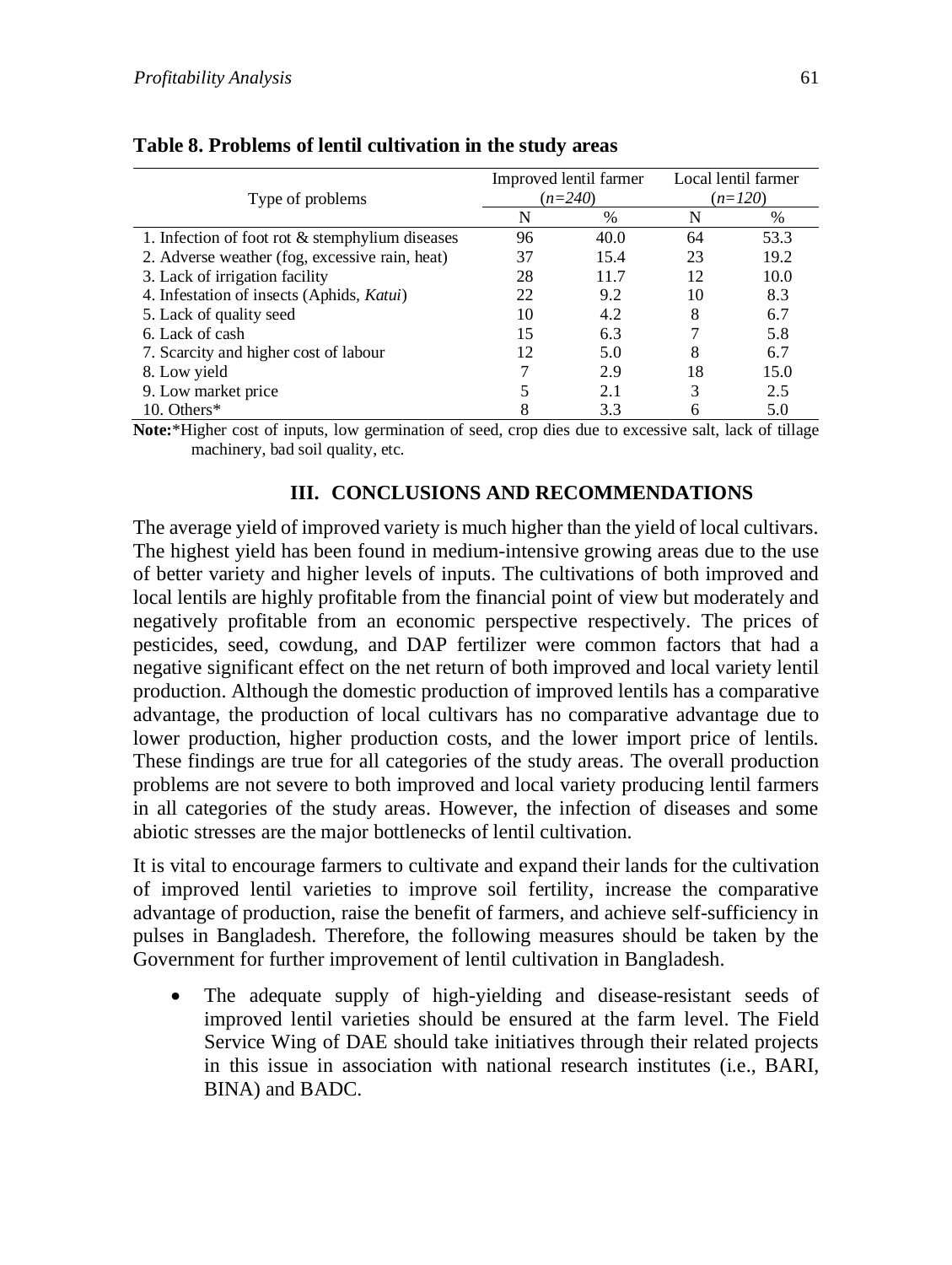**Table 8. Problems of lentil cultivation in the study areas**

| Type of problems | Improved lentil farmer (*n=240*) | | Local lentil farmer (*n=120*) | |
|---|---|---|---|---|
| | N | % | N | % |
| 1. Infection of foot rot & stemphylium diseases | 96 | 40.0 | 64 | 53.3 |
| 2. Adverse weather (fog, excessive rain, heat) | 37 | 15.4 | 23 | 19.2 |
| 3. Lack of irrigation facility | 28 | 11.7 | 12 | 10.0 |
| 4. Infestation of insects (Aphids, *Katui*) | 22 | 9.2 | 10 | 8.3 |
| 5. Lack of quality seed | 10 | 4.2 | 8 | 6.7 |
| 6. Lack of cash | 15 | 6.3 | 7 | 5.8 |
| 7. Scarcity and higher cost of labour | 12 | 5.0 | 8 | 6.7 |
| 8. Low yield | 7 | 2.9 | 18 | 15.0 |
| 9. Low market price | 5 | 2.1 | 3 | 2.5 |
| 10. Others* | 8 | 3.3 | 6 | 5.0 |

**Note:***Higher cost of inputs, low germination of seed, crop dies due to excessive salt, lack of tillage machinery, bad soil quality, etc.

## III. CONCLUSIONS AND RECOMMENDATIONS

The average yield of improved variety is much higher than the yield of local cultivars. The highest yield has been found in medium-intensive growing areas due to the use of better variety and higher levels of inputs. The cultivations of both improved and local lentils are highly profitable from the financial point of view but moderately and negatively profitable from an economic perspective respectively. The prices of pesticides, seed, cowdung, and DAP fertilizer were common factors that had a negative significant effect on the net return of both improved and local variety lentil production. Although the domestic production of improved lentils has a comparative advantage, the production of local cultivars has no comparative advantage due to lower production, higher production costs, and the lower import price of lentils. These findings are true for all categories of the study areas. The overall production problems are not severe to both improved and local variety producing lentil farmers in all categories of the study areas. However, the infection of diseases and some abiotic stresses are the major bottlenecks of lentil cultivation.

It is vital to encourage farmers to cultivate and expand their lands for the cultivation of improved lentil varieties to improve soil fertility, increase the comparative advantage of production, raise the benefit of farmers, and achieve self-sufficiency in pulses in Bangladesh. Therefore, the following measures should be taken by the Government for further improvement of lentil cultivation in Bangladesh.

- The adequate supply of high-yielding and disease-resistant seeds of improved lentil varieties should be ensured at the farm level. The Field Service Wing of DAE should take initiatives through their related projects in this issue in association with national research institutes (i.e., BARI, BINA) and BADC.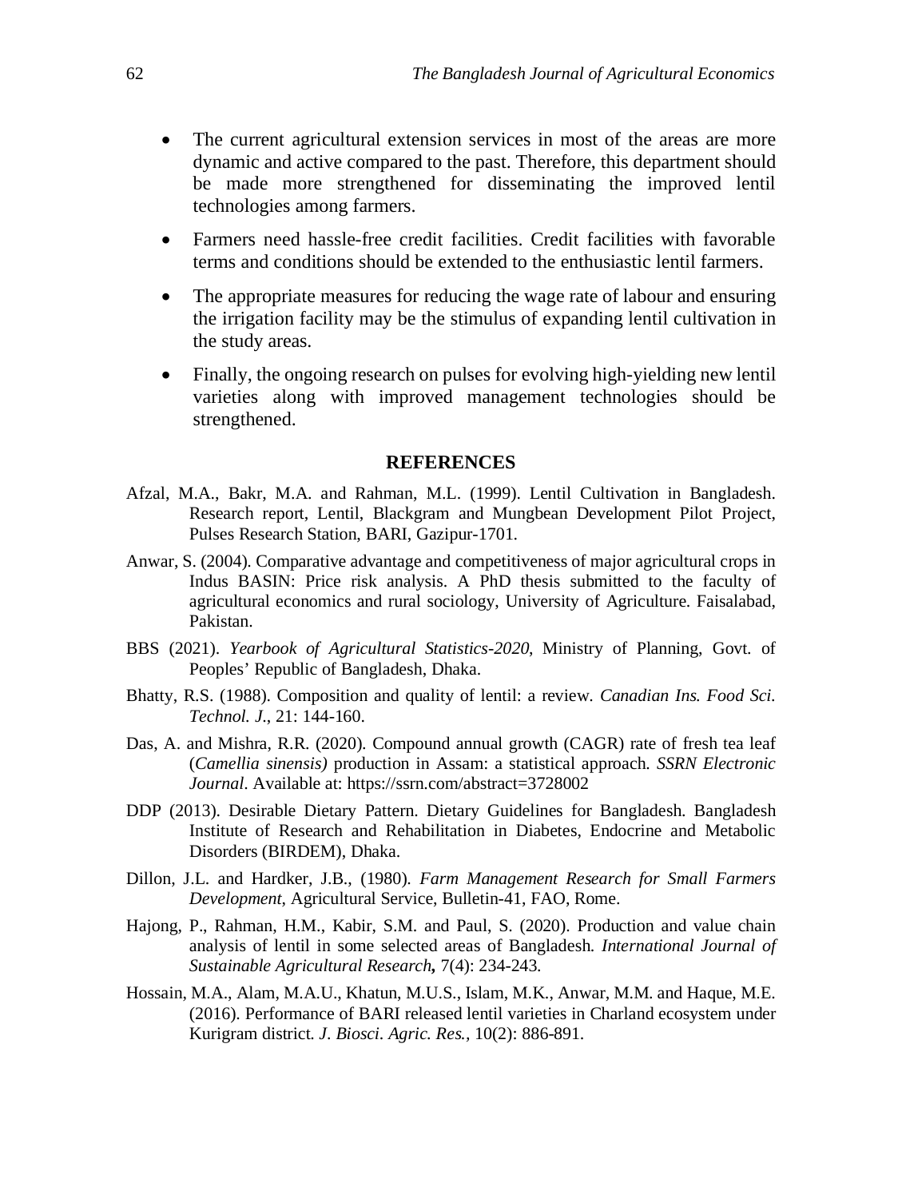- The current agricultural extension services in most of the areas are more dynamic and active compared to the past. Therefore, this department should be made more strengthened for disseminating the improved lentil technologies among farmers.
- Farmers need hassle-free credit facilities. Credit facilities with favorable terms and conditions should be extended to the enthusiastic lentil farmers.
- The appropriate measures for reducing the wage rate of labour and ensuring the irrigation facility may be the stimulus of expanding lentil cultivation in the study areas.
- Finally, the ongoing research on pulses for evolving high-yielding new lentil varieties along with improved management technologies should be strengthened.

## REFERENCES

Afzal, M.A., Bakr, M.A. and Rahman, M.L. (1999). Lentil Cultivation in Bangladesh. Research report, Lentil, Blackgram and Mungbean Development Pilot Project, Pulses Research Station, BARI, Gazipur-1701.

Anwar, S. (2004). Comparative advantage and competitiveness of major agricultural crops in Indus BASIN: Price risk analysis. A PhD thesis submitted to the faculty of agricultural economics and rural sociology, University of Agriculture. Faisalabad, Pakistan.

BBS (2021). *Yearbook of Agricultural Statistics-2020*, Ministry of Planning, Govt. of Peoples' Republic of Bangladesh, Dhaka.

Bhatty, R.S. (1988). Composition and quality of lentil: a review. *Canadian Ins. Food Sci. Technol. J.*, 21: 144-160.

Das, A. and Mishra, R.R. (2020). Compound annual growth (CAGR) rate of fresh tea leaf (*Camellia sinensis)* production in Assam: a statistical approach. *SSRN Electronic Journal*. Available at: https://ssrn.com/abstract=3728002

DDP (2013). Desirable Dietary Pattern. Dietary Guidelines for Bangladesh. Bangladesh Institute of Research and Rehabilitation in Diabetes, Endocrine and Metabolic Disorders (BIRDEM), Dhaka.

Dillon, J.L. and Hardker, J.B., (1980). *Farm Management Research for Small Farmers Development*, Agricultural Service, Bulletin-41, FAO, Rome.

Hajong, P., Rahman, H.M., Kabir, S.M. and Paul, S. (2020). Production and value chain analysis of lentil in some selected areas of Bangladesh. *International Journal of Sustainable Agricultural Research***,** 7(4): 234-243.

Hossain, M.A., Alam, M.A.U., Khatun, M.U.S., Islam, M.K., Anwar, M.M. and Haque, M.E. (2016). Performance of BARI released lentil varieties in Charland ecosystem under Kurigram district. *J. Biosci. Agric. Res.*, 10(2): 886-891.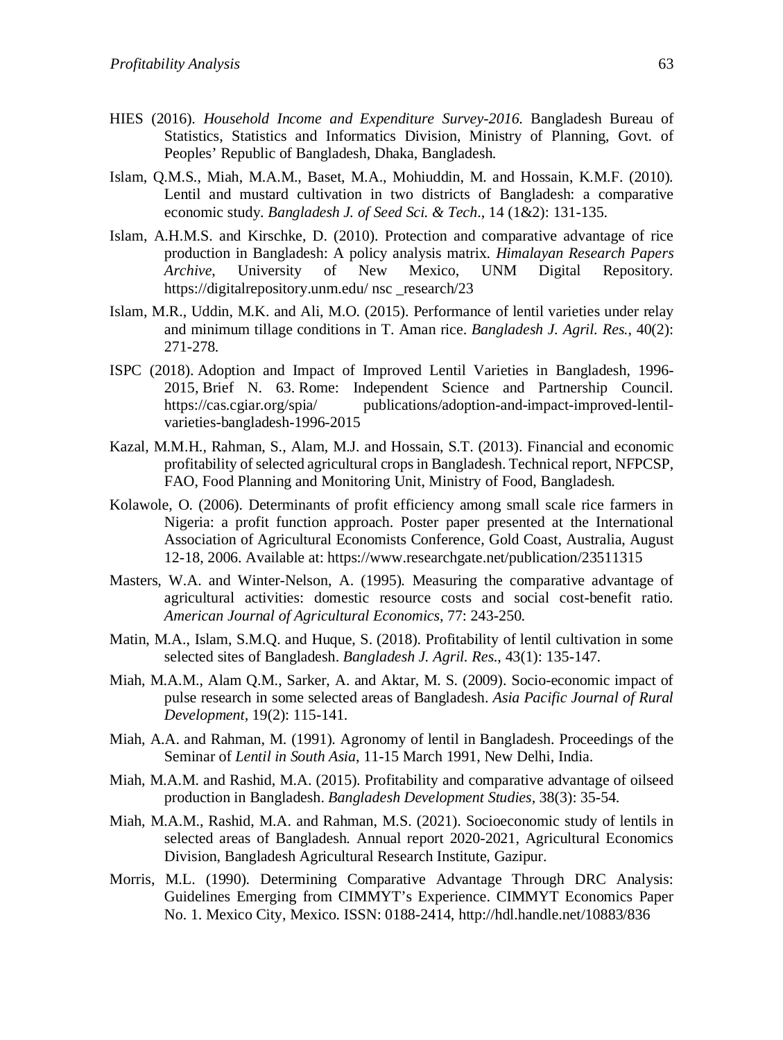HIES (2016). *Household Income and Expenditure Survey-2016.* Bangladesh Bureau of Statistics, Statistics and Informatics Division, Ministry of Planning, Govt. of Peoples' Republic of Bangladesh, Dhaka, Bangladesh.

Islam, Q.M.S., Miah, M.A.M., Baset, M.A., Mohiuddin, M. and Hossain, K.M.F. (2010). Lentil and mustard cultivation in two districts of Bangladesh: a comparative economic study. *Bangladesh J. of Seed Sci. & Tech*., 14 (1&2): 131-135.

Islam, A.H.M.S. and Kirschke, D. (2010). Protection and comparative advantage of rice production in Bangladesh: A policy analysis matrix. *Himalayan Research Papers Archive*, University of New Mexico, UNM Digital Repository. https://digitalrepository.unm.edu/ nsc _research/23

Islam, M.R., Uddin, M.K. and Ali, M.O. (2015). Performance of lentil varieties under relay and minimum tillage conditions in T. Aman rice. *Bangladesh J. Agril. Res.*, 40(2): 271-278.

ISPC (2018). Adoption and Impact of Improved Lentil Varieties in Bangladesh, 1996-2015, Brief N. 63. Rome: Independent Science and Partnership Council. https://cas.cgiar.org/spia/ publications/adoption-and-impact-improved-lentil-varieties-bangladesh-1996-2015

Kazal, M.M.H., Rahman, S., Alam, M.J. and Hossain, S.T. (2013). Financial and economic profitability of selected agricultural crops in Bangladesh. Technical report, NFPCSP, FAO, Food Planning and Monitoring Unit, Ministry of Food, Bangladesh.

Kolawole, O. (2006). Determinants of profit efficiency among small scale rice farmers in Nigeria: a profit function approach. Poster paper presented at the International Association of Agricultural Economists Conference, Gold Coast, Australia, August 12-18, 2006. Available at: https://www.researchgate.net/publication/23511315

Masters, W.A. and Winter-Nelson, A. (1995). Measuring the comparative advantage of agricultural activities: domestic resource costs and social cost-benefit ratio. *American Journal of Agricultural Economics*, 77: 243-250.

Matin, M.A., Islam, S.M.Q. and Huque, S. (2018). Profitability of lentil cultivation in some selected sites of Bangladesh. *Bangladesh J. Agril. Res.*, 43(1): 135-147.

Miah, M.A.M., Alam Q.M., Sarker, A. and Aktar, M. S. (2009). Socio-economic impact of pulse research in some selected areas of Bangladesh. *Asia Pacific Journal of Rural Development*, 19(2): 115-141.

Miah, A.A. and Rahman, M. (1991). Agronomy of lentil in Bangladesh. Proceedings of the Seminar of *Lentil in South Asia*, 11-15 March 1991, New Delhi, India.

Miah, M.A.M. and Rashid, M.A. (2015). Profitability and comparative advantage of oilseed production in Bangladesh. *Bangladesh Development Studies*, 38(3): 35-54.

Miah, M.A.M., Rashid, M.A. and Rahman, M.S. (2021). Socioeconomic study of lentils in selected areas of Bangladesh. Annual report 2020-2021, Agricultural Economics Division, Bangladesh Agricultural Research Institute, Gazipur.

Morris, M.L. (1990). Determining Comparative Advantage Through DRC Analysis: Guidelines Emerging from CIMMYT's Experience. CIMMYT Economics Paper No. 1. Mexico City, Mexico. ISSN: 0188-2414, http://hdl.handle.net/10883/836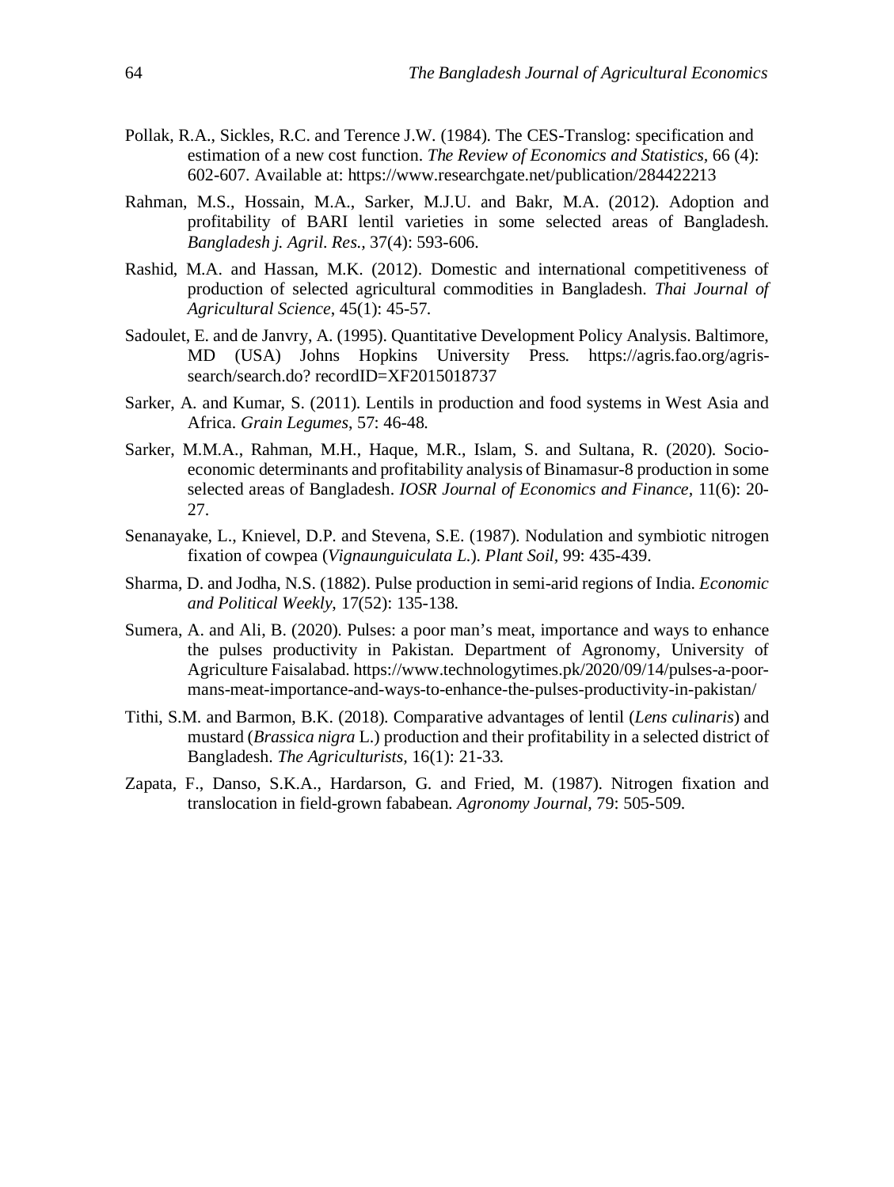Pollak, R.A., Sickles, R.C. and Terence J.W. (1984). The CES-Translog: specification and estimation of a new cost function. *The Review of Economics and Statistics*, 66 (4): 602-607. Available at: https://www.researchgate.net/publication/284422213

Rahman, M.S., Hossain, M.A., Sarker, M.J.U. and Bakr, M.A. (2012). Adoption and profitability of BARI lentil varieties in some selected areas of Bangladesh. *Bangladesh j. Agril. Res.*, 37(4): 593-606.

Rashid, M.A. and Hassan, M.K. (2012). Domestic and international competitiveness of production of selected agricultural commodities in Bangladesh. *Thai Journal of Agricultural Science*, 45(1): 45-57.

Sadoulet, E. and de Janvry, A. (1995). Quantitative Development Policy Analysis. Baltimore, MD (USA) Johns Hopkins University Press. https://agris.fao.org/agris-search/search.do? recordID=XF2015018737

Sarker, A. and Kumar, S. (2011). Lentils in production and food systems in West Asia and Africa. *Grain Legumes*, 57: 46-48.

Sarker, M.M.A., Rahman, M.H., Haque, M.R., Islam, S. and Sultana, R. (2020). Socio-economic determinants and profitability analysis of Binamasur-8 production in some selected areas of Bangladesh. *IOSR Journal of Economics and Finance*, 11(6): 20-27.

Senanayake, L., Knievel, D.P. and Stevena, S.E. (1987). Nodulation and symbiotic nitrogen fixation of cowpea (*Vignaunguiculata L.*). *Plant Soil*, 99: 435-439.

Sharma, D. and Jodha, N.S. (1882). Pulse production in semi-arid regions of India. *Economic and Political Weekly*, 17(52): 135-138.

Sumera, A. and Ali, B. (2020). Pulses: a poor man's meat, importance and ways to enhance the pulses productivity in Pakistan. Department of Agronomy, University of Agriculture Faisalabad. https://www.technologytimes.pk/2020/09/14/pulses-a-poor-mans-meat-importance-and-ways-to-enhance-the-pulses-productivity-in-pakistan/

Tithi, S.M. and Barmon, B.K. (2018). Comparative advantages of lentil (*Lens culinaris*) and mustard (*Brassica nigra* L.) production and their profitability in a selected district of Bangladesh. *The Agriculturists*, 16(1): 21-33.

Zapata, F., Danso, S.K.A., Hardarson, G. and Fried, M. (1987). Nitrogen fixation and translocation in field-grown fababean. *Agronomy Journal*, 79: 505-509.